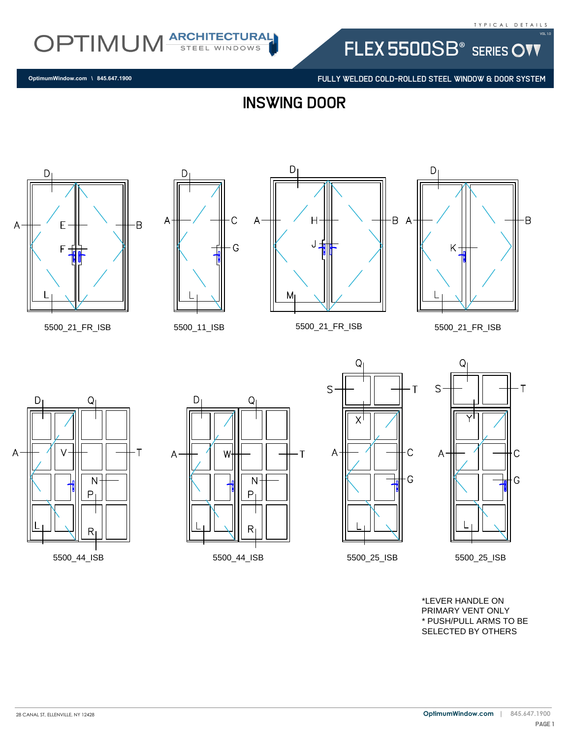OPTIMUM ARCHITECTURAL STEEL WINDOWS

TYPICAL DETAILS

FLEX 5500SB® SERIES

OptimumWindow.com \ 845.647.1900

FULLY WELDED COLD-ROLLED STEEL WINDOW & DOOR SYSTEM

# INSWING DOOR

5500_21_FR_ISB

5500_11_ISB

5500_21_FR_ISB

5500_21_FR_ISB

5500_44_ISB

5500_44_ISB

5500_25_ISB

5500_25_ISB

*LEVER HANDLE ON PRIMARY VENT ONLY
* PUSH/PULL ARMS TO BE SELECTED BY OTHERS

28 CANAL ST, ELLENVILLE, NY 12428

OptimumWindow.com | 845.647.1900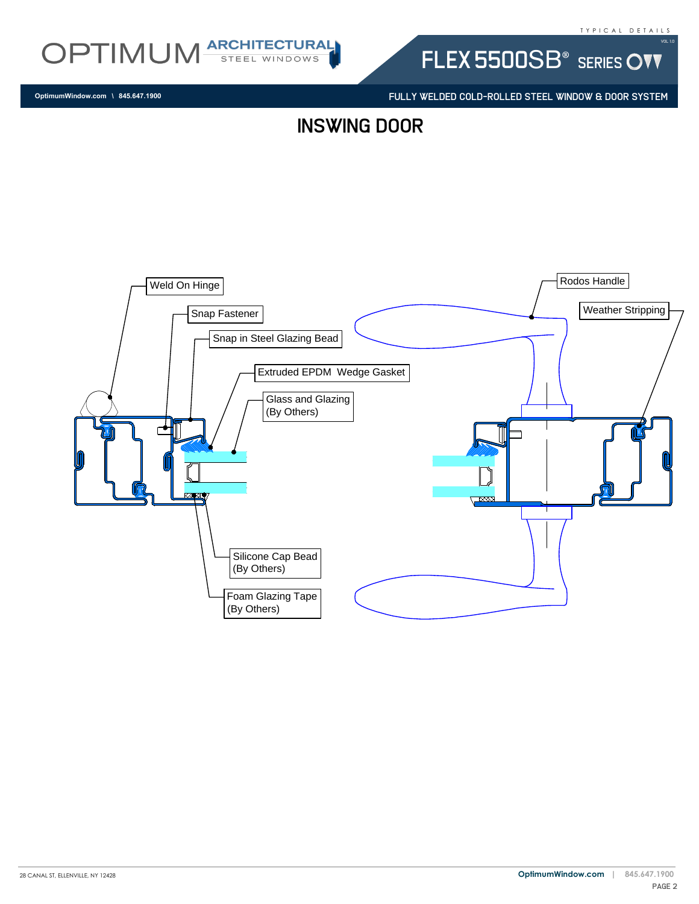# INSWING DOOR

Weld On Hinge

Snap Fastener

Snap in Steel Glazing Bead

Extruded EPDM Wedge Gasket

Glass and Glazing (By Others)

Silicone Cap Bead (By Others)

Foam Glazing Tape (By Others)

Rodos Handle

Weather Stripping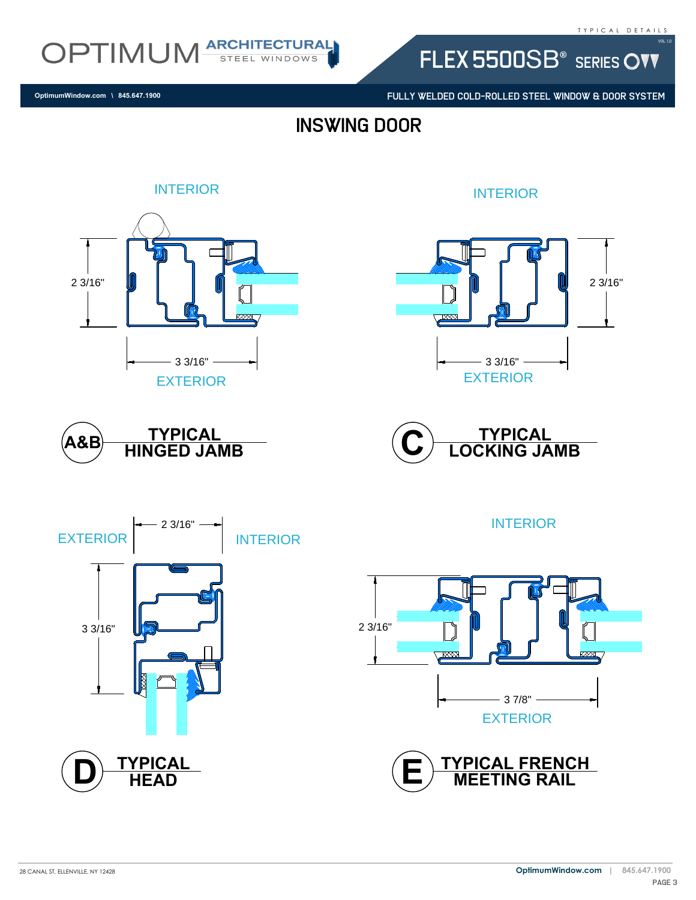# INSWING DOOR

INTERIOR

2 3/16"

3 3/16"

EXTERIOR

**A&B TYPICAL HINGED JAMB**

INTERIOR

2 3/16"

3 3/16"

EXTERIOR

**C TYPICAL LOCKING JAMB**

EXTERIOR

2 3/16"

INTERIOR

3 3/16"

**D TYPICAL HEAD**

INTERIOR

2 3/16"

3 7/8"

EXTERIOR

**E TYPICAL FRENCH MEETING RAIL**

28 CANAL ST, ELLENVILLE, NY 12428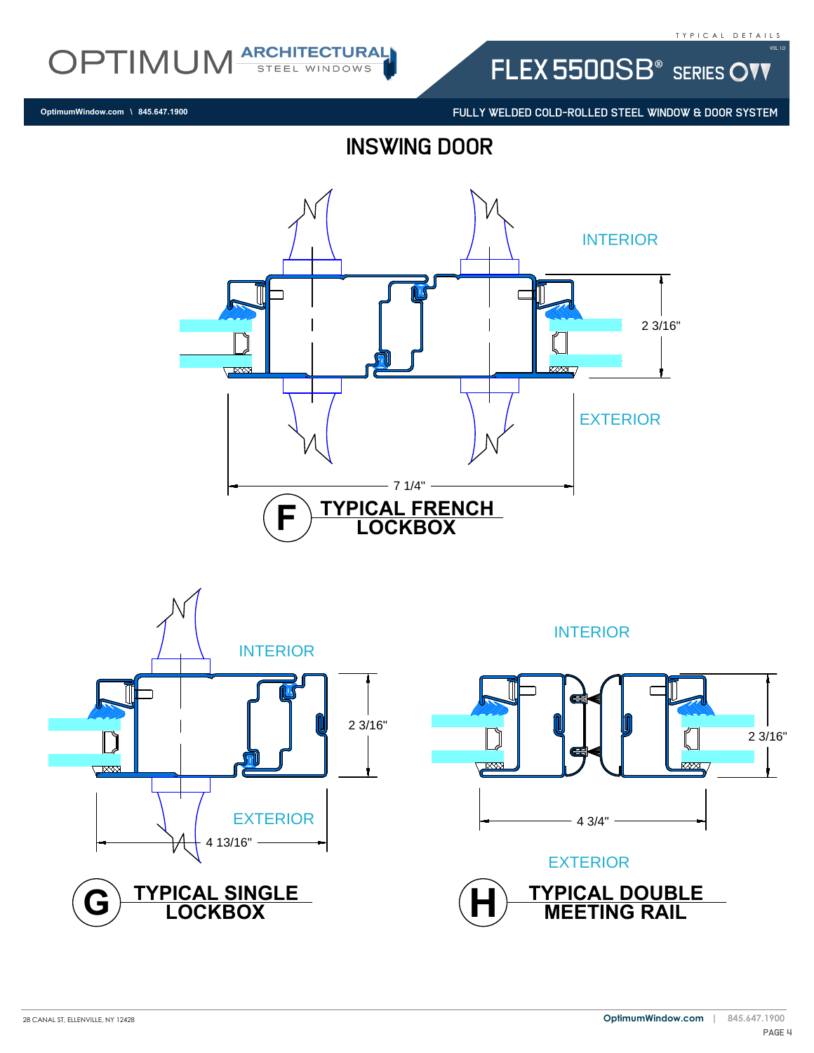# INSWING DOOR

INTERIOR

2 3/16"

EXTERIOR

7 1/4"

**F** **TYPICAL FRENCH LOCKBOX**

INTERIOR

2 3/16"

EXTERIOR

4 13/16"

**G** **TYPICAL SINGLE LOCKBOX**

INTERIOR

2 3/16"

4 3/4"

EXTERIOR

**H** **TYPICAL DOUBLE MEETING RAIL**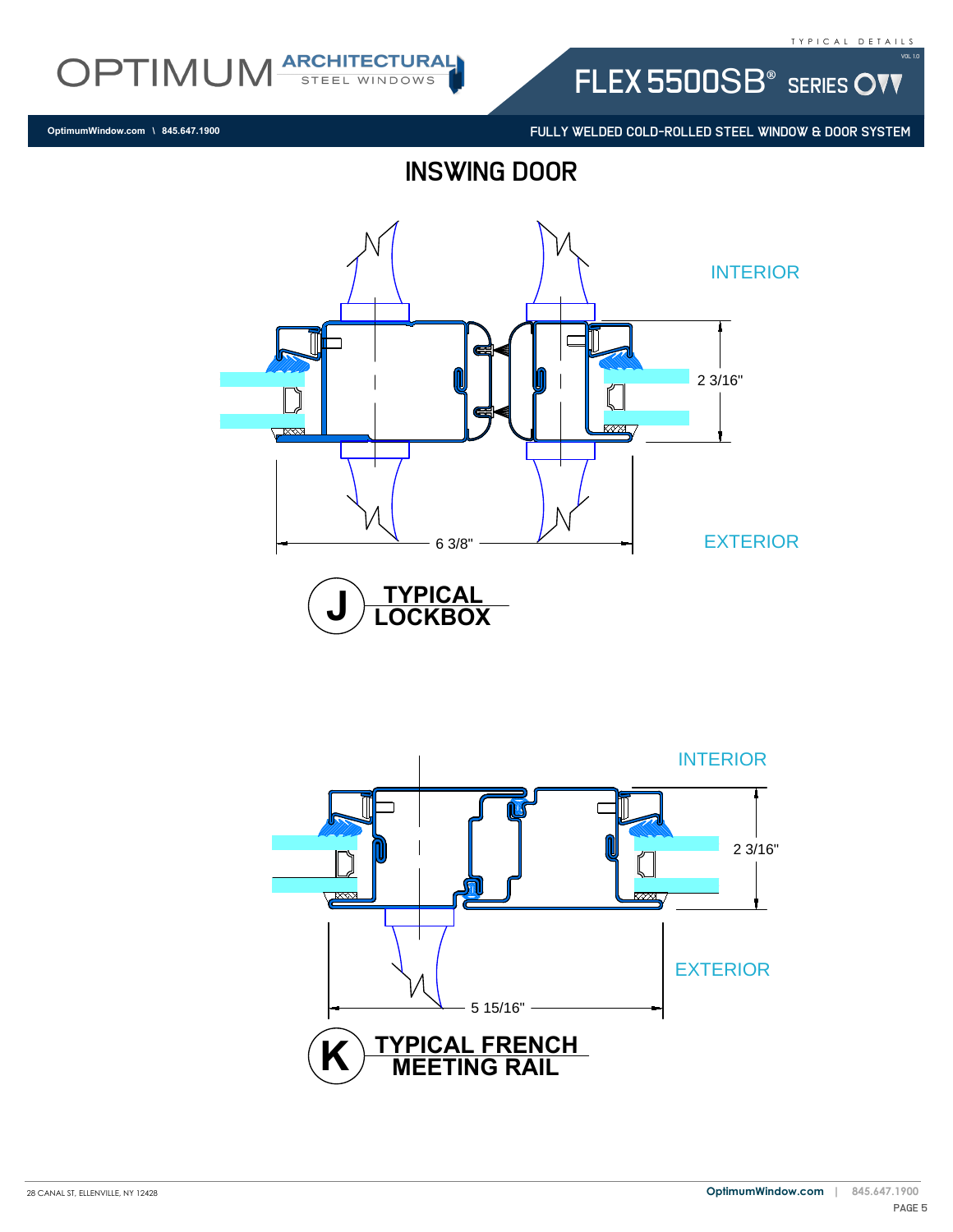# INSWING DOOR

INTERIOR

2 3/16"

EXTERIOR

6 3/8"

**J** **TYPICAL LOCKBOX**

INTERIOR

2 3/16"

EXTERIOR

5 15/16"

**K** **TYPICAL FRENCH MEETING RAIL**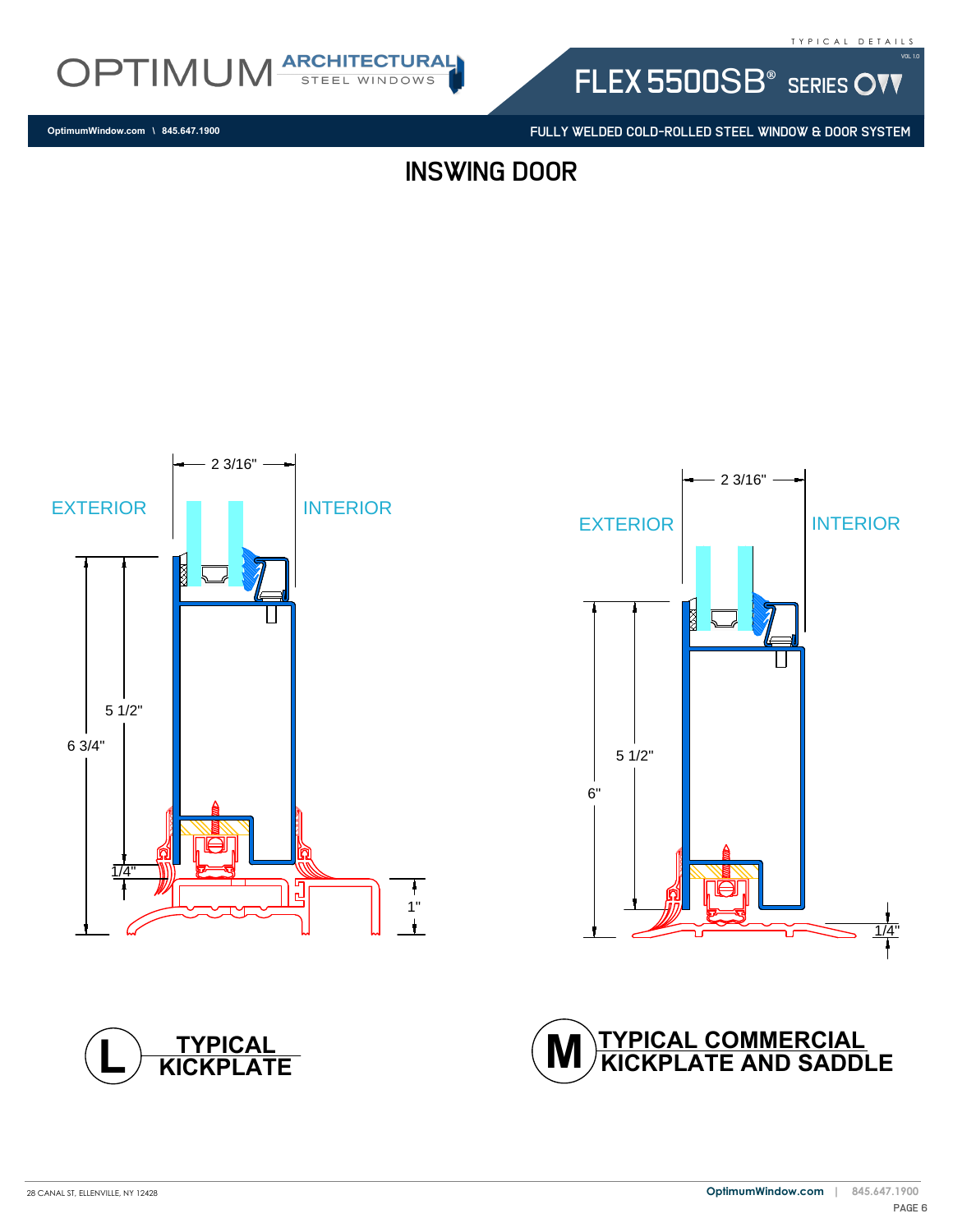# INSWING DOOR

EXTERIOR

INTERIOR

2 3/16"

5 1/2"

6 3/4"

1/4"

1"

EXTERIOR

INTERIOR

2 3/16"

5 1/2"

6"

1/4"

**L** **TYPICAL KICKPLATE**

**M** **TYPICAL COMMERCIAL KICKPLATE AND SADDLE**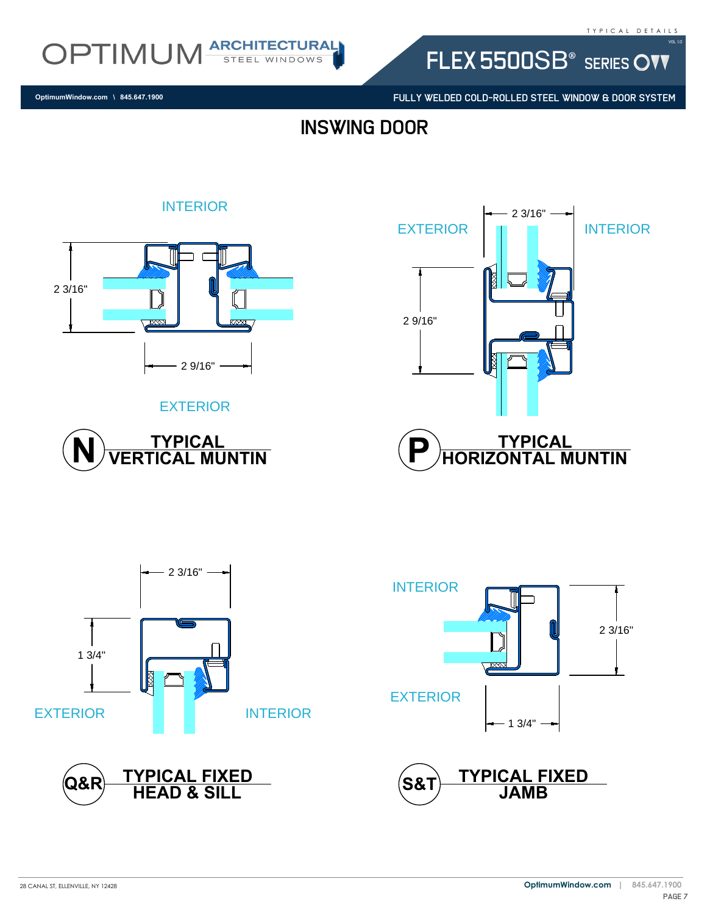# INSWING DOOR

INTERIOR

2 3/16"

2 9/16"

EXTERIOR

**N** TYPICAL VERTICAL MUNTIN

2 3/16"

EXTERIOR

INTERIOR

2 9/16"

**P** TYPICAL HORIZONTAL MUNTIN

2 3/16"

1 3/4"

EXTERIOR

INTERIOR

**Q&R** TYPICAL FIXED HEAD & SILL

INTERIOR

2 3/16"

EXTERIOR

1 3/4"

**S&T** TYPICAL FIXED JAMB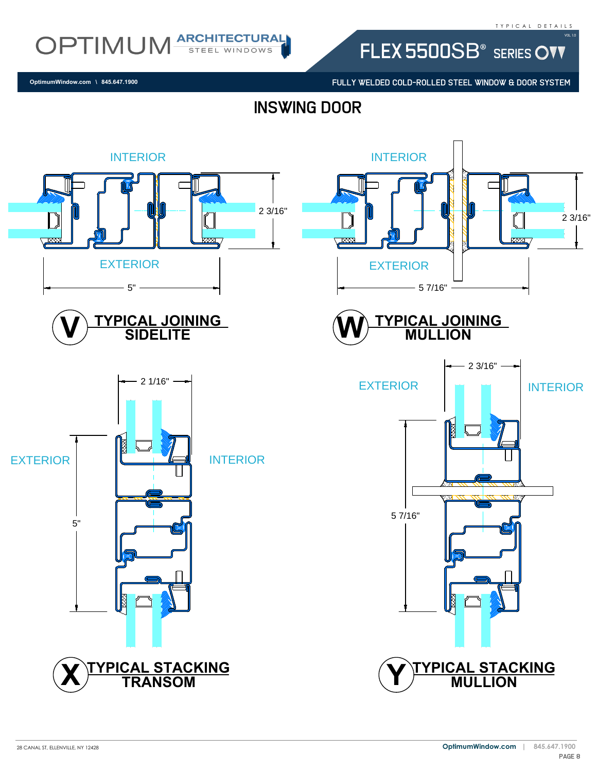# INSWING DOOR

INTERIOR

2 3/16"

EXTERIOR

5"

## V TYPICAL JOINING SIDELITE

INTERIOR

2 3/16"

EXTERIOR

5 7/16"

## W TYPICAL JOINING MULLION

2 1/16"

EXTERIOR

INTERIOR

5"

## X TYPICAL STACKING TRANSOM

2 3/16"

EXTERIOR

INTERIOR

5 7/16"

## Y TYPICAL STACKING MULLION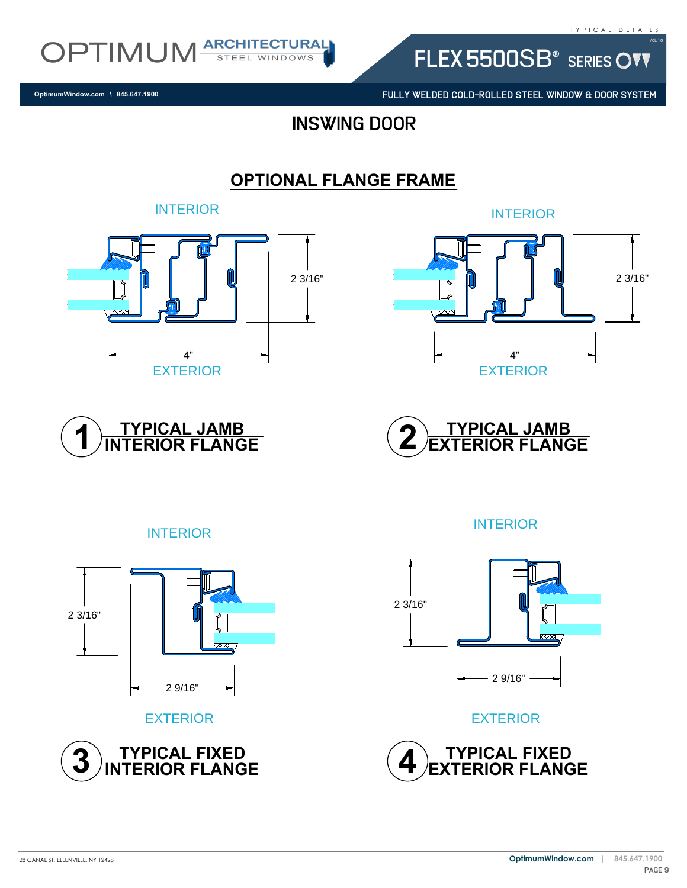# INSWING DOOR

## OPTIONAL FLANGE FRAME

INTERIOR

2 3/16"

4"

EXTERIOR

**1 TYPICAL JAMB INTERIOR FLANGE**

INTERIOR

2 3/16"

4"

EXTERIOR

**2 TYPICAL JAMB EXTERIOR FLANGE**

INTERIOR

2 3/16"

2 9/16"

EXTERIOR

**3 TYPICAL FIXED INTERIOR FLANGE**

INTERIOR

2 3/16"

2 9/16"

EXTERIOR

**4 TYPICAL FIXED EXTERIOR FLANGE**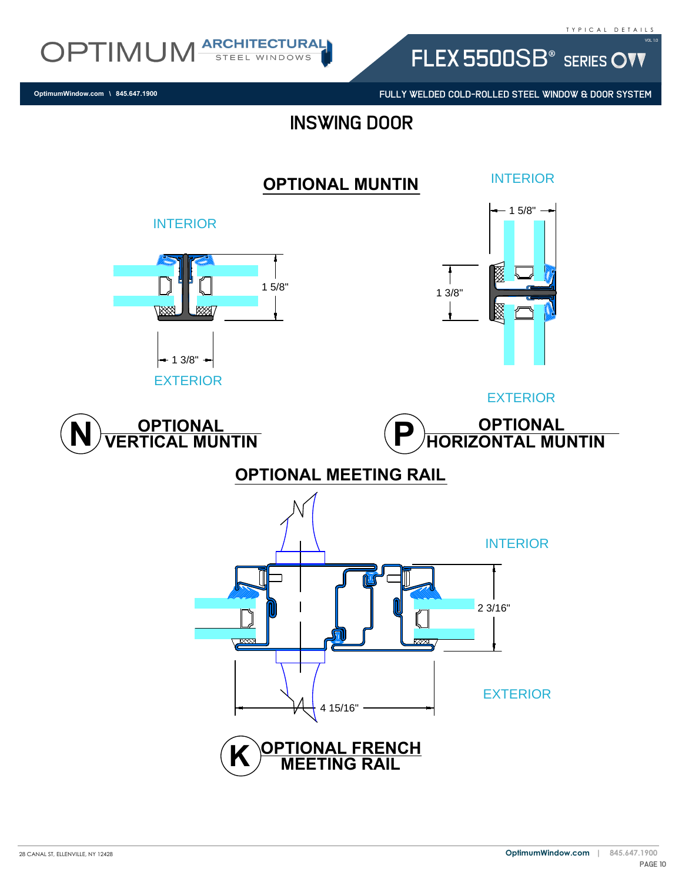# INSWING DOOR

## OPTIONAL MUNTIN

INTERIOR

1 5/8"

1 3/8"

EXTERIOR

**N** OPTIONAL VERTICAL MUNTIN

INTERIOR

1 5/8"

1 3/8"

EXTERIOR

**P** OPTIONAL HORIZONTAL MUNTIN

## OPTIONAL MEETING RAIL

INTERIOR

2 3/16"

EXTERIOR

4 15/16"

**K** OPTIONAL FRENCH MEETING RAIL